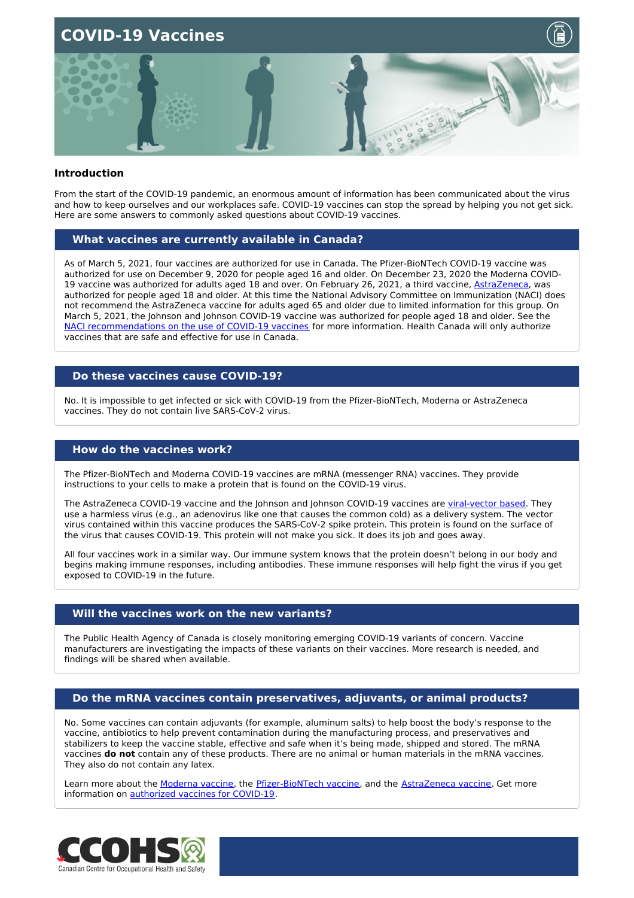# COVID-19 Vaccines

## Introduction

From the start of the COVID-19 pandemic, an enormous amount of information has been communicated about the virus and how to keep ourselves and our workplaces safe. COVID-19 vaccines can stop the spread by helping you not get sick. Here are some answers to commonly asked questions about COVID-19 vaccines.

### What vaccines are currently available in Canada?

As of March 5, 2021, four vaccines are authorized for use in Canada. The Pfizer-BioNTech COVID-19 vaccine was authorized for use on December 9, 2020 for people aged 16 and older. On December 23, 2020 the Moderna COVID-19 vaccine was authorized for adults aged 18 and over. On February 26, 2021, a third vaccine, AstraZeneca, was authorized for people aged 18 and older. At this time the National Advisory Committee on Immunization (NACI) does not recommend the AstraZeneca vaccine for adults aged 65 and older due to limited information for this group. On March 5, 2021, the Johnson and Johnson COVID-19 vaccine was authorized for people aged 18 and older. See the NACI recommendations on the use of COVID-19 vaccines for more information. Health Canada will only authorize vaccines that are safe and effective for use in Canada.

### Do these vaccines cause COVID-19?

No. It is impossible to get infected or sick with COVID-19 from the Pfizer-BioNTech, Moderna or AstraZeneca vaccines. They do not contain live SARS-CoV-2 virus.

### How do the vaccines work?

The Pfizer-BioNTech and Moderna COVID-19 vaccines are mRNA (messenger RNA) vaccines. They provide instructions to your cells to make a protein that is found on the COVID-19 virus.

The AstraZeneca COVID-19 vaccine and the Johnson and Johnson COVID-19 vaccines are viral-vector based. They use a harmless virus (e.g., an adenovirus like one that causes the common cold) as a delivery system. The vector virus contained within this vaccine produces the SARS-CoV-2 spike protein. This protein is found on the surface of the virus that causes COVID-19. This protein will not make you sick. It does its job and goes away.

All four vaccines work in a similar way. Our immune system knows that the protein doesn't belong in our body and begins making immune responses, including antibodies. These immune responses will help fight the virus if you get exposed to COVID-19 in the future.

### Will the vaccines work on the new variants?

The Public Health Agency of Canada is closely monitoring emerging COVID-19 variants of concern. Vaccine manufacturers are investigating the impacts of these variants on their vaccines. More research is needed, and findings will be shared when available.

### Do the mRNA vaccines contain preservatives, adjuvants, or animal products?

No. Some vaccines can contain adjuvants (for example, aluminum salts) to help boost the body's response to the vaccine, antibiotics to help prevent contamination during the manufacturing process, and preservatives and stabilizers to keep the vaccine stable, effective and safe when it's being made, shipped and stored. The mRNA vaccines **do not** contain any of these products. There are no animal or human materials in the mRNA vaccines. They also do not contain any latex.

Learn more about the Moderna vaccine, the Pfizer-BioNTech vaccine, and the AstraZeneca vaccine. Get more information on authorized vaccines for COVID-19.

CCOHS Canadian Centre for Occupational Health and Safety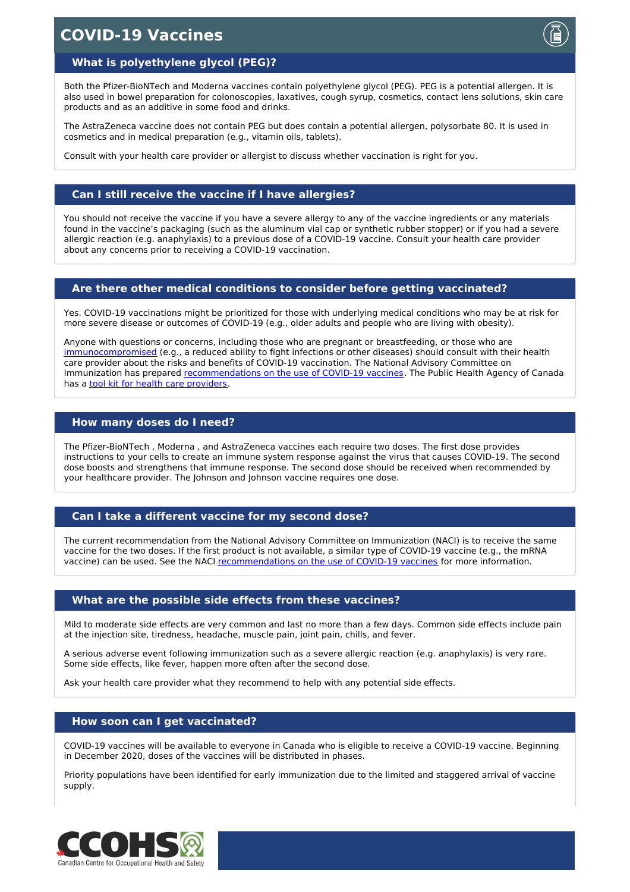# COVID-19 Vaccines

## What is polyethylene glycol (PEG)?

Both the Pfizer-BioNTech and Moderna vaccines contain polyethylene glycol (PEG). PEG is a potential allergen. It is also used in bowel preparation for colonoscopies, laxatives, cough syrup, cosmetics, contact lens solutions, skin care products and as an additive in some food and drinks.

The AstraZeneca vaccine does not contain PEG but does contain a potential allergen, polysorbate 80. It is used in cosmetics and in medical preparation (e.g., vitamin oils, tablets).

Consult with your health care provider or allergist to discuss whether vaccination is right for you.

## Can I still receive the vaccine if I have allergies?

You should not receive the vaccine if you have a severe allergy to any of the vaccine ingredients or any materials found in the vaccine's packaging (such as the aluminum vial cap or synthetic rubber stopper) or if you had a severe allergic reaction (e.g. anaphylaxis) to a previous dose of a COVID-19 vaccine. Consult your health care provider about any concerns prior to receiving a COVID-19 vaccination.

## Are there other medical conditions to consider before getting vaccinated?

Yes. COVID-19 vaccinations might be prioritized for those with underlying medical conditions who may be at risk for more severe disease or outcomes of COVID-19 (e.g., older adults and people who are living with obesity).

Anyone with questions or concerns, including those who are pregnant or breastfeeding, or those who are immunocompromised (e.g., a reduced ability to fight infections or other diseases) should consult with their health care provider about the risks and benefits of COVID-19 vaccination. The National Advisory Committee on Immunization has prepared recommendations on the use of COVID-19 vaccines. The Public Health Agency of Canada has a tool kit for health care providers.

## How many doses do I need?

The Pfizer-BioNTech , Moderna , and AstraZeneca vaccines each require two doses. The first dose provides instructions to your cells to create an immune system response against the virus that causes COVID-19. The second dose boosts and strengthens that immune response. The second dose should be received when recommended by your healthcare provider. The Johnson and Johnson vaccine requires one dose.

## Can I take a different vaccine for my second dose?

The current recommendation from the National Advisory Committee on Immunization (NACI) is to receive the same vaccine for the two doses. If the first product is not available, a similar type of COVID-19 vaccine (e.g., the mRNA vaccine) can be used. See the NACI recommendations on the use of COVID-19 vaccines for more information.

## What are the possible side effects from these vaccines?

Mild to moderate side effects are very common and last no more than a few days. Common side effects include pain at the injection site, tiredness, headache, muscle pain, joint pain, chills, and fever.

A serious adverse event following immunization such as a severe allergic reaction (e.g. anaphylaxis) is very rare. Some side effects, like fever, happen more often after the second dose.

Ask your health care provider what they recommend to help with any potential side effects.

## How soon can I get vaccinated?

COVID-19 vaccines will be available to everyone in Canada who is eligible to receive a COVID-19 vaccine. Beginning in December 2020, doses of the vaccines will be distributed in phases.

Priority populations have been identified for early immunization due to the limited and staggered arrival of vaccine supply.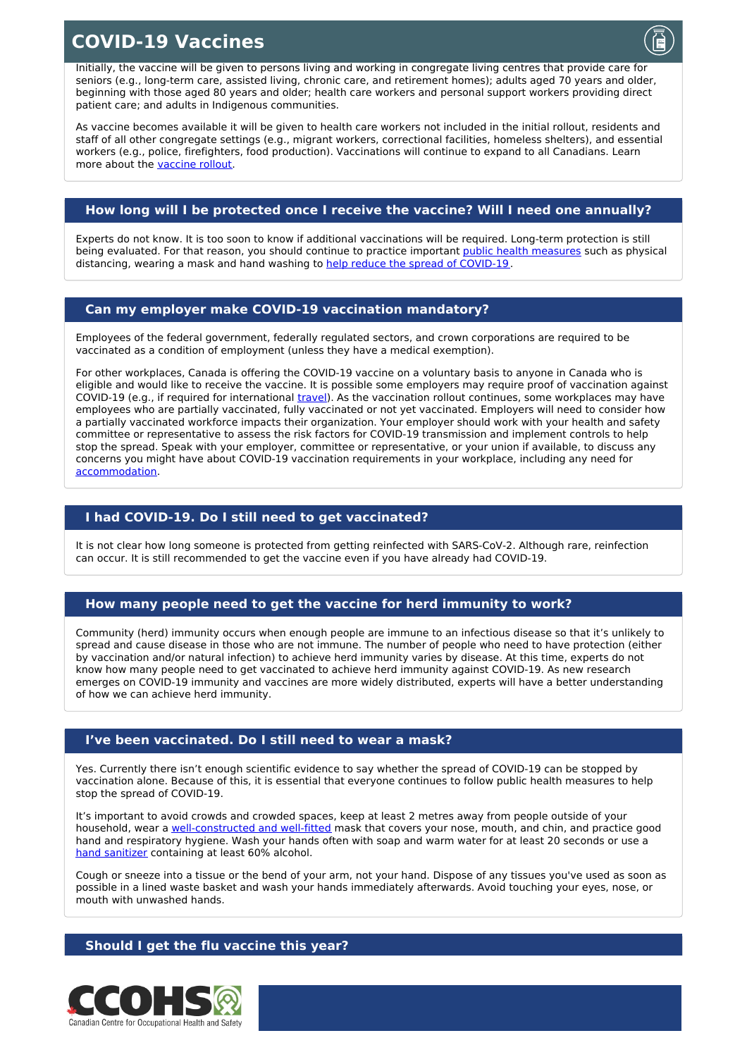Initially, the vaccine will be given to persons living and working in congregate living centres that provide care for seniors (e.g., long-term care, assisted living, chronic care, and retirement homes); adults aged 70 years and older, beginning with those aged 80 years and older; health care workers and personal support workers providing direct patient care; and adults in Indigenous communities.

As vaccine becomes available it will be given to health care workers not included in the initial rollout, residents and staff of all other congregate settings (e.g., migrant workers, correctional facilities, homeless shelters), and essential workers (e.g., police, firefighters, food production). Vaccinations will continue to expand to all Canadians. Learn more about the vaccine rollout.

## How long will I be protected once I receive the vaccine? Will I need one annually?

Experts do not know. It is too soon to know if additional vaccinations will be required. Long-term protection is still being evaluated. For that reason, you should continue to practice important public health measures such as physical distancing, wearing a mask and hand washing to help reduce the spread of COVID-19.

## Can my employer make COVID-19 vaccination mandatory?

Employees of the federal government, federally regulated sectors, and crown corporations are required to be vaccinated as a condition of employment (unless they have a medical exemption).

For other workplaces, Canada is offering the COVID-19 vaccine on a voluntary basis to anyone in Canada who is eligible and would like to receive the vaccine. It is possible some employers may require proof of vaccination against COVID-19 (e.g., if required for international travel). As the vaccination rollout continues, some workplaces may have employees who are partially vaccinated, fully vaccinated or not yet vaccinated. Employers will need to consider how a partially vaccinated workforce impacts their organization. Your employer should work with your health and safety committee or representative to assess the risk factors for COVID-19 transmission and implement controls to help stop the spread. Speak with your employer, committee or representative, or your union if available, to discuss any concerns you might have about COVID-19 vaccination requirements in your workplace, including any need for accommodation.

## I had COVID-19. Do I still need to get vaccinated?

It is not clear how long someone is protected from getting reinfected with SARS-CoV-2. Although rare, reinfection can occur. It is still recommended to get the vaccine even if you have already had COVID-19.

## How many people need to get the vaccine for herd immunity to work?

Community (herd) immunity occurs when enough people are immune to an infectious disease so that it's unlikely to spread and cause disease in those who are not immune. The number of people who need to have protection (either by vaccination and/or natural infection) to achieve herd immunity varies by disease. At this time, experts do not know how many people need to get vaccinated to achieve herd immunity against COVID-19. As new research emerges on COVID-19 immunity and vaccines are more widely distributed, experts will have a better understanding of how we can achieve herd immunity.

## I've been vaccinated. Do I still need to wear a mask?

Yes. Currently there isn't enough scientific evidence to say whether the spread of COVID-19 can be stopped by vaccination alone. Because of this, it is essential that everyone continues to follow public health measures to help stop the spread of COVID-19.

It's important to avoid crowds and crowded spaces, keep at least 2 metres away from people outside of your household, wear a well-constructed and well-fitted mask that covers your nose, mouth, and chin, and practice good hand and respiratory hygiene. Wash your hands often with soap and warm water for at least 20 seconds or use a hand sanitizer containing at least 60% alcohol.

Cough or sneeze into a tissue or the bend of your arm, not your hand. Dispose of any tissues you've used as soon as possible in a lined waste basket and wash your hands immediately afterwards. Avoid touching your eyes, nose, or mouth with unwashed hands.

## Should I get the flu vaccine this year?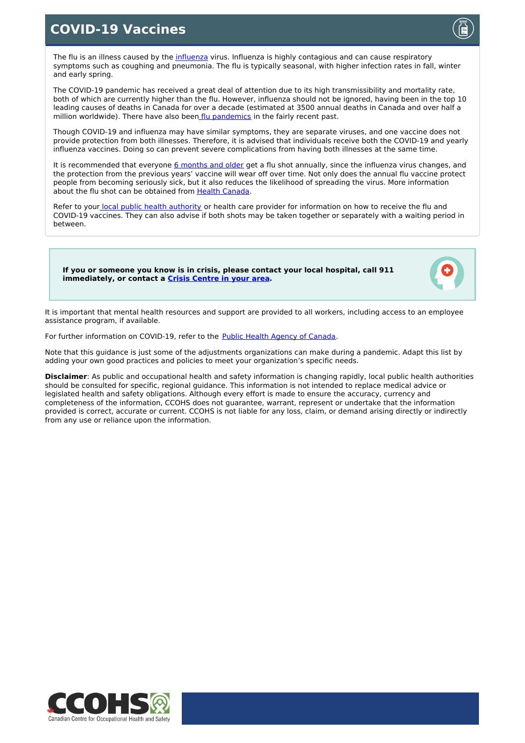## COVID-19 Vaccines

The flu is an illness caused by the influenza virus. Influenza is highly contagious and can cause respiratory symptoms such as coughing and pneumonia. The flu is typically seasonal, with higher infection rates in fall, winter and early spring.

The COVID-19 pandemic has received a great deal of attention due to its high transmissibility and mortality rate, both of which are currently higher than the flu. However, influenza should not be ignored, having been in the top 10 leading causes of deaths in Canada for over a decade (estimated at 3500 annual deaths in Canada and over half a million worldwide). There have also been flu pandemics in the fairly recent past.

Though COVID-19 and influenza may have similar symptoms, they are separate viruses, and one vaccine does not provide protection from both illnesses. Therefore, it is advised that individuals receive both the COVID-19 and yearly influenza vaccines. Doing so can prevent severe complications from having both illnesses at the same time.

It is recommended that everyone 6 months and older get a flu shot annually, since the influenza virus changes, and the protection from the previous years' vaccine will wear off over time. Not only does the annual flu vaccine protect people from becoming seriously sick, but it also reduces the likelihood of spreading the virus. More information about the flu shot can be obtained from Health Canada.

Refer to your local public health authority or health care provider for information on how to receive the flu and COVID-19 vaccines. They can also advise if both shots may be taken together or separately with a waiting period in between.

**If you or someone you know is in crisis, please contact your local hospital, call 911 immediately, or contact a Crisis Centre in your area.**

It is important that mental health resources and support are provided to all workers, including access to an employee assistance program, if available.

For further information on COVID-19, refer to the Public Health Agency of Canada.

Note that this guidance is just some of the adjustments organizations can make during a pandemic. Adapt this list by adding your own good practices and policies to meet your organization's specific needs.

**Disclaimer**: As public and occupational health and safety information is changing rapidly, local public health authorities should be consulted for specific, regional guidance. This information is not intended to replace medical advice or legislated health and safety obligations. Although every effort is made to ensure the accuracy, currency and completeness of the information, CCOHS does not guarantee, warrant, represent or undertake that the information provided is correct, accurate or current. CCOHS is not liable for any loss, claim, or demand arising directly or indirectly from any use or reliance upon the information.